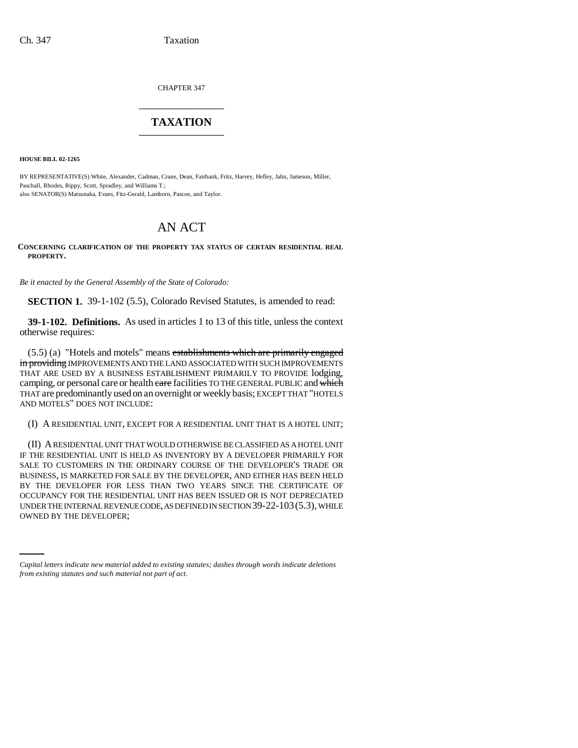CHAPTER 347

# TAXATION

**HOUSE BILL 02-1265**

BY REPRESENTATIVE(S) White, Alexander, Cadman, Crane, Dean, Fairbank, Fritz, Harvey, Hefley, Jahn, Jameson, Miller, Paschall, Rhodes, Rippy, Scott, Spradley, and Williams T.;
also SENATOR(S) Matsunaka, Evans, Fitz-Gerald, Lamborn, Pascoe, and Taylor.

# AN ACT

**CONCERNING CLARIFICATION OF THE PROPERTY TAX STATUS OF CERTAIN RESIDENTIAL REAL PROPERTY.**

*Be it enacted by the General Assembly of the State of Colorado:*

**SECTION 1.** 39-1-102 (5.5), Colorado Revised Statutes, is amended to read:

**39-1-102. Definitions.** As used in articles 1 to 13 of this title, unless the context otherwise requires:

(5.5) (a) "Hotels and motels" means ~~establishments which are primarily engaged in providing~~ IMPROVEMENTS AND THE LAND ASSOCIATED WITH SUCH IMPROVEMENTS THAT ARE USED BY A BUSINESS ESTABLISHMENT PRIMARILY TO PROVIDE lodging, camping, or personal care or health ~~care~~ facilities TO THE GENERAL PUBLIC and ~~which~~ THAT are predominantly used on an overnight or weekly basis; EXCEPT THAT "HOTELS AND MOTELS" DOES NOT INCLUDE:

(I) A RESIDENTIAL UNIT, EXCEPT FOR A RESIDENTIAL UNIT THAT IS A HOTEL UNIT;

(II) A RESIDENTIAL UNIT THAT WOULD OTHERWISE BE CLASSIFIED AS A HOTEL UNIT IF THE RESIDENTIAL UNIT IS HELD AS INVENTORY BY A DEVELOPER PRIMARILY FOR SALE TO CUSTOMERS IN THE ORDINARY COURSE OF THE DEVELOPER'S TRADE OR BUSINESS, IS MARKETED FOR SALE BY THE DEVELOPER, AND EITHER HAS BEEN HELD BY THE DEVELOPER FOR LESS THAN TWO YEARS SINCE THE CERTIFICATE OF OCCUPANCY FOR THE RESIDENTIAL UNIT HAS BEEN ISSUED OR IS NOT DEPRECIATED UNDER THE INTERNAL REVENUE CODE, AS DEFINED IN SECTION 39-22-103 (5.3), WHILE OWNED BY THE DEVELOPER;

*Capital letters indicate new material added to existing statutes; dashes through words indicate deletions from existing statutes and such material not part of act.*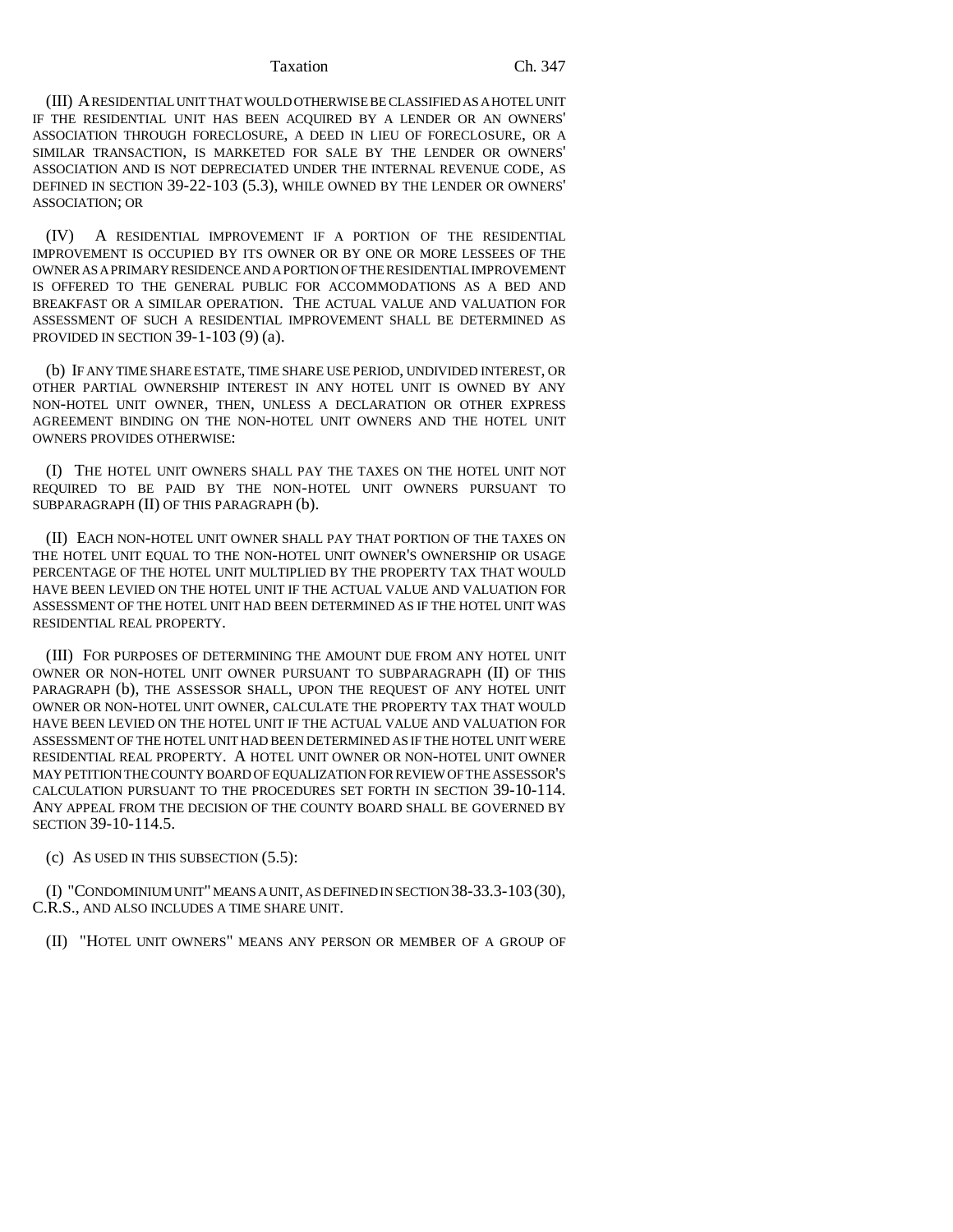(III) A RESIDENTIAL UNIT THAT WOULD OTHERWISE BE CLASSIFIED AS A HOTEL UNIT IF THE RESIDENTIAL UNIT HAS BEEN ACQUIRED BY A LENDER OR AN OWNERS' ASSOCIATION THROUGH FORECLOSURE, A DEED IN LIEU OF FORECLOSURE, OR A SIMILAR TRANSACTION, IS MARKETED FOR SALE BY THE LENDER OR OWNERS' ASSOCIATION AND IS NOT DEPRECIATED UNDER THE INTERNAL REVENUE CODE, AS DEFINED IN SECTION 39-22-103 (5.3), WHILE OWNED BY THE LENDER OR OWNERS' ASSOCIATION; OR

(IV) A RESIDENTIAL IMPROVEMENT IF A PORTION OF THE RESIDENTIAL IMPROVEMENT IS OCCUPIED BY ITS OWNER OR BY ONE OR MORE LESSEES OF THE OWNER AS A PRIMARY RESIDENCE AND A PORTION OF THE RESIDENTIAL IMPROVEMENT IS OFFERED TO THE GENERAL PUBLIC FOR ACCOMMODATIONS AS A BED AND BREAKFAST OR A SIMILAR OPERATION. THE ACTUAL VALUE AND VALUATION FOR ASSESSMENT OF SUCH A RESIDENTIAL IMPROVEMENT SHALL BE DETERMINED AS PROVIDED IN SECTION 39-1-103 (9) (a).

(b) IF ANY TIME SHARE ESTATE, TIME SHARE USE PERIOD, UNDIVIDED INTEREST, OR OTHER PARTIAL OWNERSHIP INTEREST IN ANY HOTEL UNIT IS OWNED BY ANY NON-HOTEL UNIT OWNER, THEN, UNLESS A DECLARATION OR OTHER EXPRESS AGREEMENT BINDING ON THE NON-HOTEL UNIT OWNERS AND THE HOTEL UNIT OWNERS PROVIDES OTHERWISE:

(I) THE HOTEL UNIT OWNERS SHALL PAY THE TAXES ON THE HOTEL UNIT NOT REQUIRED TO BE PAID BY THE NON-HOTEL UNIT OWNERS PURSUANT TO SUBPARAGRAPH (II) OF THIS PARAGRAPH (b).

(II) EACH NON-HOTEL UNIT OWNER SHALL PAY THAT PORTION OF THE TAXES ON THE HOTEL UNIT EQUAL TO THE NON-HOTEL UNIT OWNER'S OWNERSHIP OR USAGE PERCENTAGE OF THE HOTEL UNIT MULTIPLIED BY THE PROPERTY TAX THAT WOULD HAVE BEEN LEVIED ON THE HOTEL UNIT IF THE ACTUAL VALUE AND VALUATION FOR ASSESSMENT OF THE HOTEL UNIT HAD BEEN DETERMINED AS IF THE HOTEL UNIT WAS RESIDENTIAL REAL PROPERTY.

(III) FOR PURPOSES OF DETERMINING THE AMOUNT DUE FROM ANY HOTEL UNIT OWNER OR NON-HOTEL UNIT OWNER PURSUANT TO SUBPARAGRAPH (II) OF THIS PARAGRAPH (b), THE ASSESSOR SHALL, UPON THE REQUEST OF ANY HOTEL UNIT OWNER OR NON-HOTEL UNIT OWNER, CALCULATE THE PROPERTY TAX THAT WOULD HAVE BEEN LEVIED ON THE HOTEL UNIT IF THE ACTUAL VALUE AND VALUATION FOR ASSESSMENT OF THE HOTEL UNIT HAD BEEN DETERMINED AS IF THE HOTEL UNIT WERE RESIDENTIAL REAL PROPERTY. A HOTEL UNIT OWNER OR NON-HOTEL UNIT OWNER MAY PETITION THE COUNTY BOARD OF EQUALIZATION FOR REVIEW OF THE ASSESSOR'S CALCULATION PURSUANT TO THE PROCEDURES SET FORTH IN SECTION 39-10-114. ANY APPEAL FROM THE DECISION OF THE COUNTY BOARD SHALL BE GOVERNED BY SECTION 39-10-114.5.

(c) AS USED IN THIS SUBSECTION (5.5):

(I) "CONDOMINIUM UNIT" MEANS A UNIT, AS DEFINED IN SECTION 38-33.3-103 (30), C.R.S., AND ALSO INCLUDES A TIME SHARE UNIT.

(II) "HOTEL UNIT OWNERS" MEANS ANY PERSON OR MEMBER OF A GROUP OF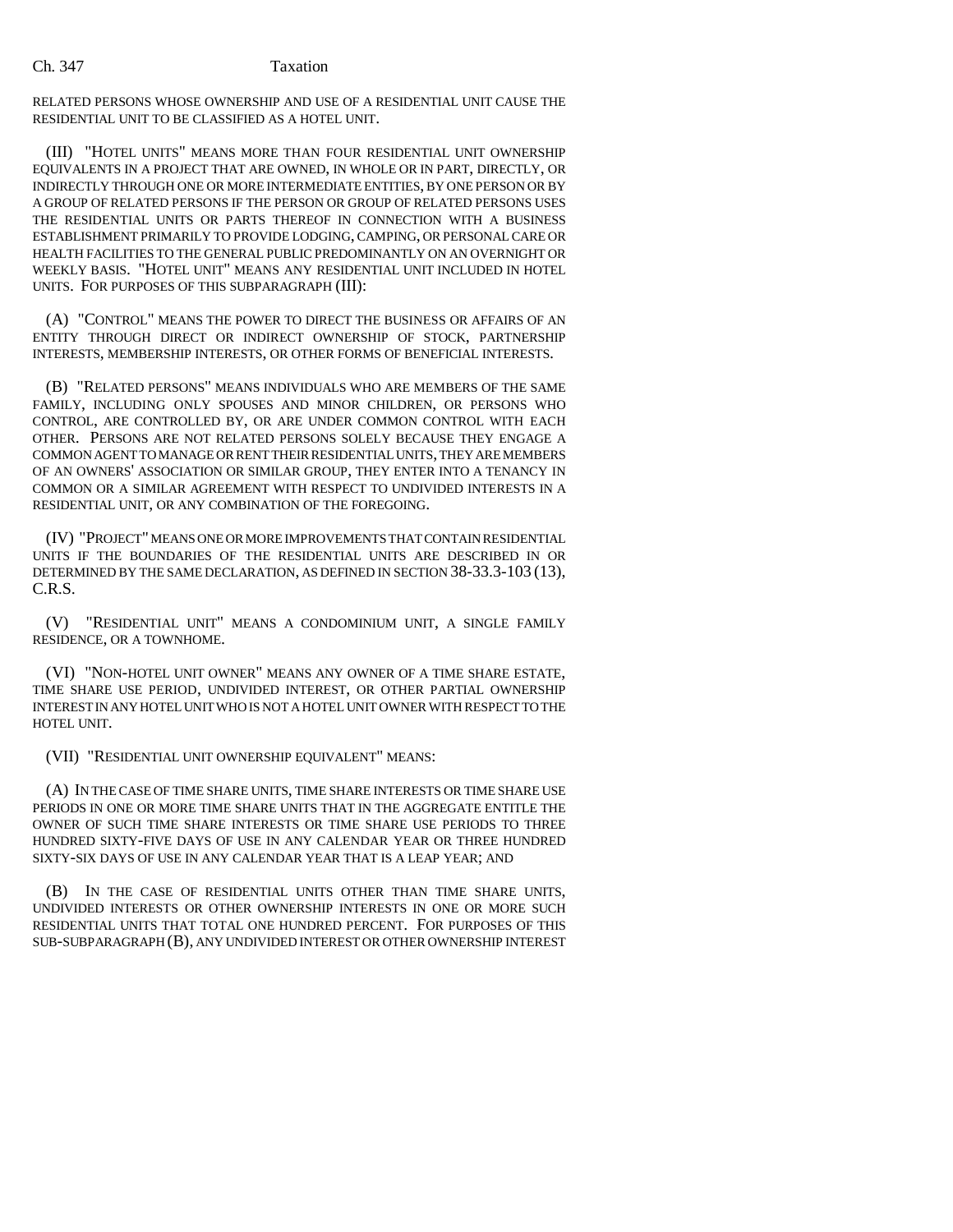RELATED PERSONS WHOSE OWNERSHIP AND USE OF A RESIDENTIAL UNIT CAUSE THE RESIDENTIAL UNIT TO BE CLASSIFIED AS A HOTEL UNIT.

(III) "HOTEL UNITS" MEANS MORE THAN FOUR RESIDENTIAL UNIT OWNERSHIP EQUIVALENTS IN A PROJECT THAT ARE OWNED, IN WHOLE OR IN PART, DIRECTLY, OR INDIRECTLY THROUGH ONE OR MORE INTERMEDIATE ENTITIES, BY ONE PERSON OR BY A GROUP OF RELATED PERSONS IF THE PERSON OR GROUP OF RELATED PERSONS USES THE RESIDENTIAL UNITS OR PARTS THEREOF IN CONNECTION WITH A BUSINESS ESTABLISHMENT PRIMARILY TO PROVIDE LODGING, CAMPING, OR PERSONAL CARE OR HEALTH FACILITIES TO THE GENERAL PUBLIC PREDOMINANTLY ON AN OVERNIGHT OR WEEKLY BASIS. "HOTEL UNIT" MEANS ANY RESIDENTIAL UNIT INCLUDED IN HOTEL UNITS. FOR PURPOSES OF THIS SUBPARAGRAPH (III):

(A) "CONTROL" MEANS THE POWER TO DIRECT THE BUSINESS OR AFFAIRS OF AN ENTITY THROUGH DIRECT OR INDIRECT OWNERSHIP OF STOCK, PARTNERSHIP INTERESTS, MEMBERSHIP INTERESTS, OR OTHER FORMS OF BENEFICIAL INTERESTS.

(B) "RELATED PERSONS" MEANS INDIVIDUALS WHO ARE MEMBERS OF THE SAME FAMILY, INCLUDING ONLY SPOUSES AND MINOR CHILDREN, OR PERSONS WHO CONTROL, ARE CONTROLLED BY, OR ARE UNDER COMMON CONTROL WITH EACH OTHER. PERSONS ARE NOT RELATED PERSONS SOLELY BECAUSE THEY ENGAGE A COMMON AGENT TO MANAGE OR RENT THEIR RESIDENTIAL UNITS, THEY ARE MEMBERS OF AN OWNERS' ASSOCIATION OR SIMILAR GROUP, THEY ENTER INTO A TENANCY IN COMMON OR A SIMILAR AGREEMENT WITH RESPECT TO UNDIVIDED INTERESTS IN A RESIDENTIAL UNIT, OR ANY COMBINATION OF THE FOREGOING.

(IV) "PROJECT" MEANS ONE OR MORE IMPROVEMENTS THAT CONTAIN RESIDENTIAL UNITS IF THE BOUNDARIES OF THE RESIDENTIAL UNITS ARE DESCRIBED IN OR DETERMINED BY THE SAME DECLARATION, AS DEFINED IN SECTION 38-33.3-103 (13), C.R.S.

(V) "RESIDENTIAL UNIT" MEANS A CONDOMINIUM UNIT, A SINGLE FAMILY RESIDENCE, OR A TOWNHOME.

(VI) "NON-HOTEL UNIT OWNER" MEANS ANY OWNER OF A TIME SHARE ESTATE, TIME SHARE USE PERIOD, UNDIVIDED INTEREST, OR OTHER PARTIAL OWNERSHIP INTEREST IN ANY HOTEL UNIT WHO IS NOT A HOTEL UNIT OWNER WITH RESPECT TO THE HOTEL UNIT.

(VII) "RESIDENTIAL UNIT OWNERSHIP EQUIVALENT" MEANS:

(A) IN THE CASE OF TIME SHARE UNITS, TIME SHARE INTERESTS OR TIME SHARE USE PERIODS IN ONE OR MORE TIME SHARE UNITS THAT IN THE AGGREGATE ENTITLE THE OWNER OF SUCH TIME SHARE INTERESTS OR TIME SHARE USE PERIODS TO THREE HUNDRED SIXTY-FIVE DAYS OF USE IN ANY CALENDAR YEAR OR THREE HUNDRED SIXTY-SIX DAYS OF USE IN ANY CALENDAR YEAR THAT IS A LEAP YEAR; AND

(B) IN THE CASE OF RESIDENTIAL UNITS OTHER THAN TIME SHARE UNITS, UNDIVIDED INTERESTS OR OTHER OWNERSHIP INTERESTS IN ONE OR MORE SUCH RESIDENTIAL UNITS THAT TOTAL ONE HUNDRED PERCENT. FOR PURPOSES OF THIS SUB-SUBPARAGRAPH (B), ANY UNDIVIDED INTEREST OR OTHER OWNERSHIP INTEREST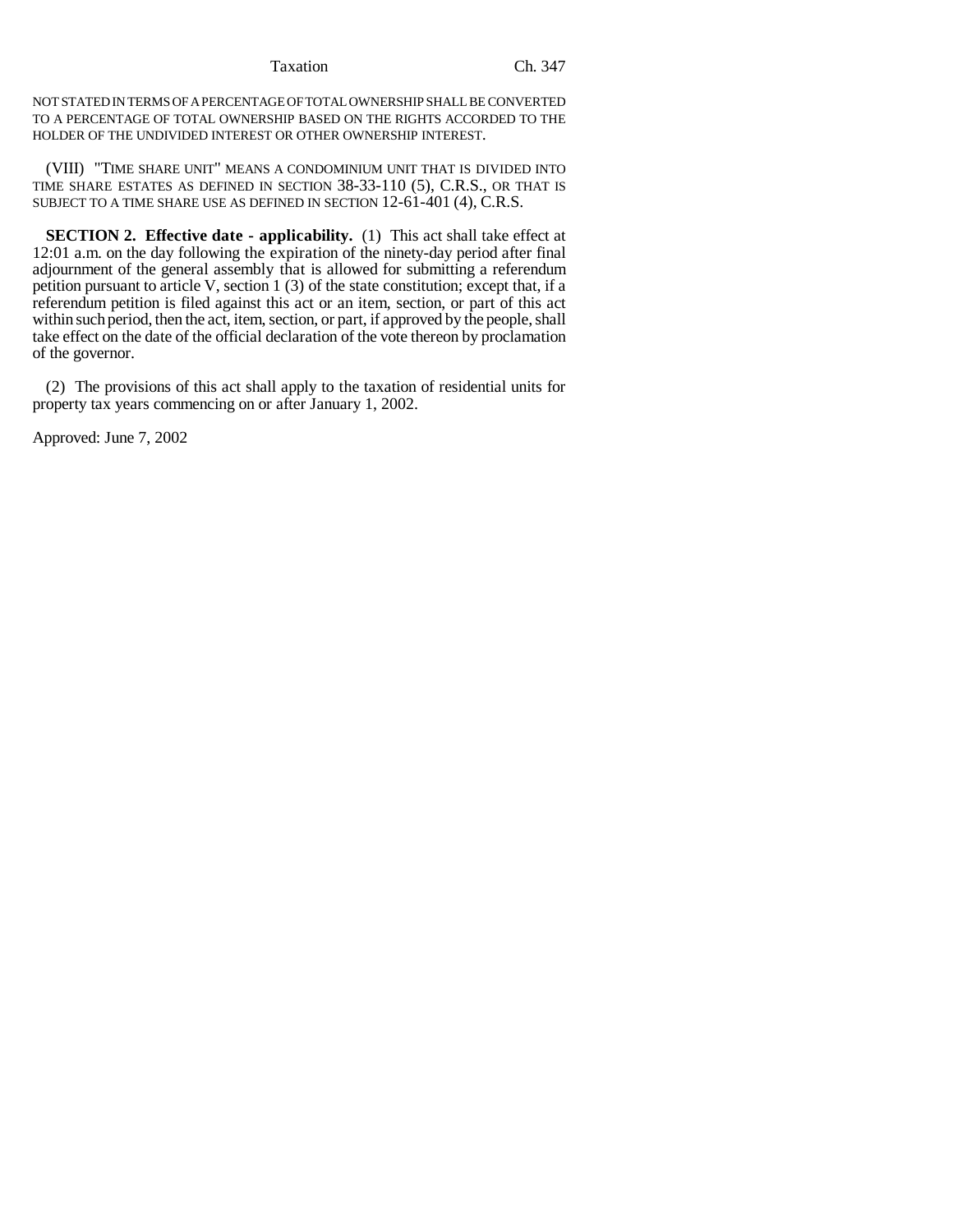NOT STATED IN TERMS OF A PERCENTAGE OF TOTAL OWNERSHIP SHALL BE CONVERTED TO A PERCENTAGE OF TOTAL OWNERSHIP BASED ON THE RIGHTS ACCORDED TO THE HOLDER OF THE UNDIVIDED INTEREST OR OTHER OWNERSHIP INTEREST.

(VIII) "TIME SHARE UNIT" MEANS A CONDOMINIUM UNIT THAT IS DIVIDED INTO TIME SHARE ESTATES AS DEFINED IN SECTION 38-33-110 (5), C.R.S., OR THAT IS SUBJECT TO A TIME SHARE USE AS DEFINED IN SECTION 12-61-401 (4), C.R.S.

**SECTION 2. Effective date - applicability.** (1) This act shall take effect at 12:01 a.m. on the day following the expiration of the ninety-day period after final adjournment of the general assembly that is allowed for submitting a referendum petition pursuant to article V, section 1 (3) of the state constitution; except that, if a referendum petition is filed against this act or an item, section, or part of this act within such period, then the act, item, section, or part, if approved by the people, shall take effect on the date of the official declaration of the vote thereon by proclamation of the governor.

(2) The provisions of this act shall apply to the taxation of residential units for property tax years commencing on or after January 1, 2002.

Approved: June 7, 2002